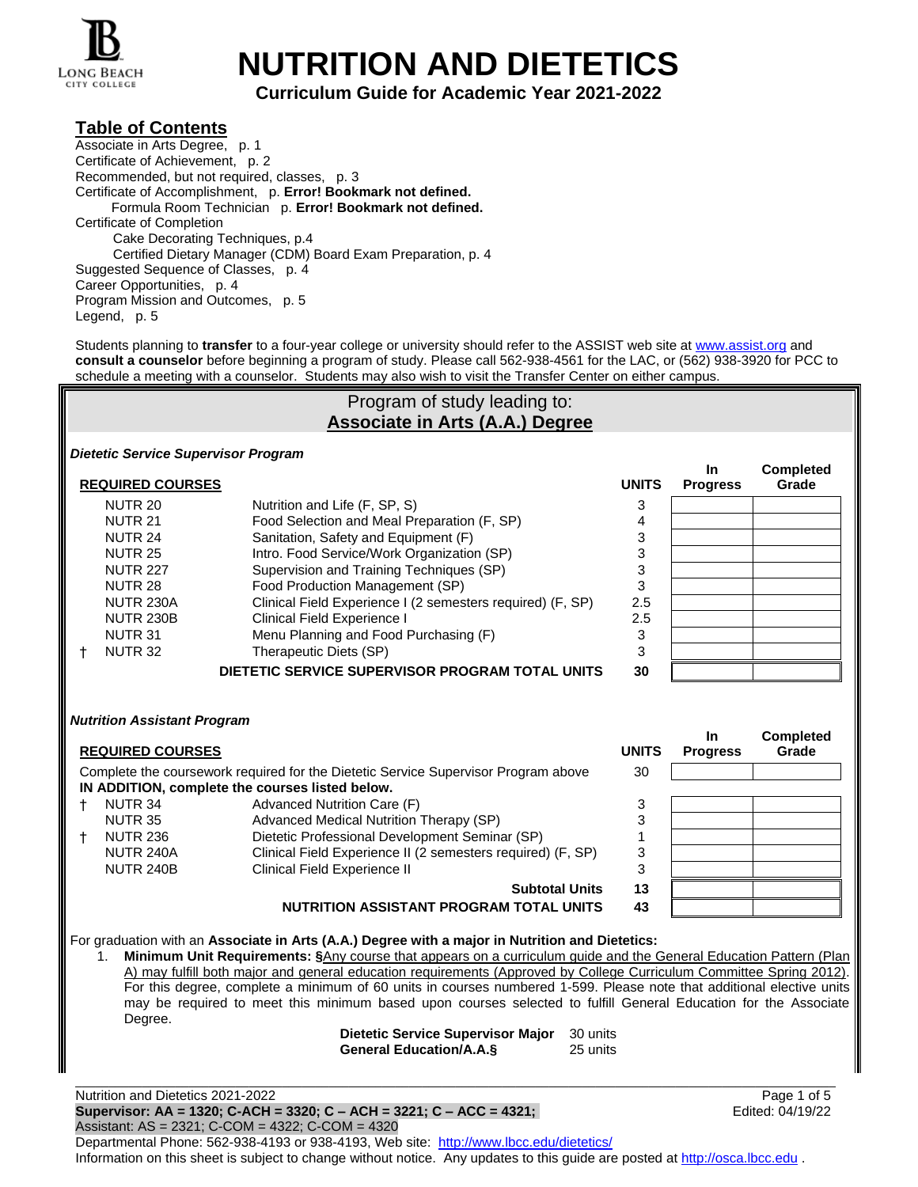# NUTRITION AND DIETETICS

**Curriculum Guide for Academic Year 2021-2022**

## Table of Contents

Associate in Arts Degree, p. 1
Certificate of Achievement, p. 2
Recommended, but not required, classes, p. 3
Certificate of Accomplishment, p. **Error! Bookmark not defined.**
  Formula Room Technician p. **Error! Bookmark not defined.**
Certificate of Completion
  Cake Decorating Techniques, p.4
  Certified Dietary Manager (CDM) Board Exam Preparation, p. 4
Suggested Sequence of Classes, p. 4
Career Opportunities, p. 4
Program Mission and Outcomes, p. 5
Legend, p. 5

Students planning to **transfer** to a four-year college or university should refer to the ASSIST web site at www.assist.org and **consult a counselor** before beginning a program of study. Please call 562-938-4561 for the LAC, or (562) 938-3920 for PCC to schedule a meeting with a counselor. Students may also wish to visit the Transfer Center on either campus.

## Program of study leading to: Associate in Arts (A.A.) Degree

***Dietetic Service Supervisor Program***

| | **REQUIRED COURSES** | | **UNITS** | **In Progress** | **Completed Grade** |
|---|---|---|---|---|---|
| | NUTR 20 | Nutrition and Life (F, SP, S) | 3 | | |
| | NUTR 21 | Food Selection and Meal Preparation (F, SP) | 4 | | |
| | NUTR 24 | Sanitation, Safety and Equipment (F) | 3 | | |
| | NUTR 25 | Intro. Food Service/Work Organization (SP) | 3 | | |
| | NUTR 227 | Supervision and Training Techniques (SP) | 3 | | |
| | NUTR 28 | Food Production Management (SP) | 3 | | |
| | NUTR 230A | Clinical Field Experience I (2 semesters required) (F, SP) | 2.5 | | |
| | NUTR 230B | Clinical Field Experience I | 2.5 | | |
| | NUTR 31 | Menu Planning and Food Purchasing (F) | 3 | | |
| † | NUTR 32 | Therapeutic Diets (SP) | 3 | | |
| | | **DIETETIC SERVICE SUPERVISOR PROGRAM TOTAL UNITS** | **30** | | |

***Nutrition Assistant Program***

| | **REQUIRED COURSES** | | **UNITS** | **In Progress** | **Completed Grade** |
|---|---|---|---|---|---|
| | Complete the coursework required for the Dietetic Service Supervisor Program above **IN ADDITION, complete the courses listed below.** | | 30 | | |
| † | NUTR 34 | Advanced Nutrition Care (F) | 3 | | |
| | NUTR 35 | Advanced Medical Nutrition Therapy (SP) | 3 | | |
| † | NUTR 236 | Dietetic Professional Development Seminar (SP) | 1 | | |
| | NUTR 240A | Clinical Field Experience II (2 semesters required) (F, SP) | 3 | | |
| | NUTR 240B | Clinical Field Experience II | 3 | | |
| | | **Subtotal Units** | **13** | | |
| | | **NUTRITION ASSISTANT PROGRAM TOTAL UNITS** | **43** | | |

For graduation with an **Associate in Arts (A.A.) Degree with a major in Nutrition and Dietetics:**

1. **Minimum Unit Requirements: §**Any course that appears on a curriculum guide and the General Education Pattern (Plan A) may fulfill both major and general education requirements (Approved by College Curriculum Committee Spring 2012). For this degree, complete a minimum of 60 units in courses numbered 1-599. Please note that additional elective units may be required to meet this minimum based upon courses selected to fulfill General Education for the Associate Degree.

| | |
|---|---|
| **Dietetic Service Supervisor Major** | 30 units |
| **General Education/A.A.§** | 25 units |

Nutrition and Dietetics 2021-2022
**Supervisor: AA = 1320; C-ACH = 3320; C – ACH = 3221; C – ACC = 4321;**
Assistant: AS = 2321; C-COM = 4322; C-COM = 4320
Edited: 04/19/22
Departmental Phone: 562-938-4193 or 938-4193, Web site: http://www.lbcc.edu/dietetics/
Information on this sheet is subject to change without notice. Any updates to this guide are posted at http://osca.lbcc.edu .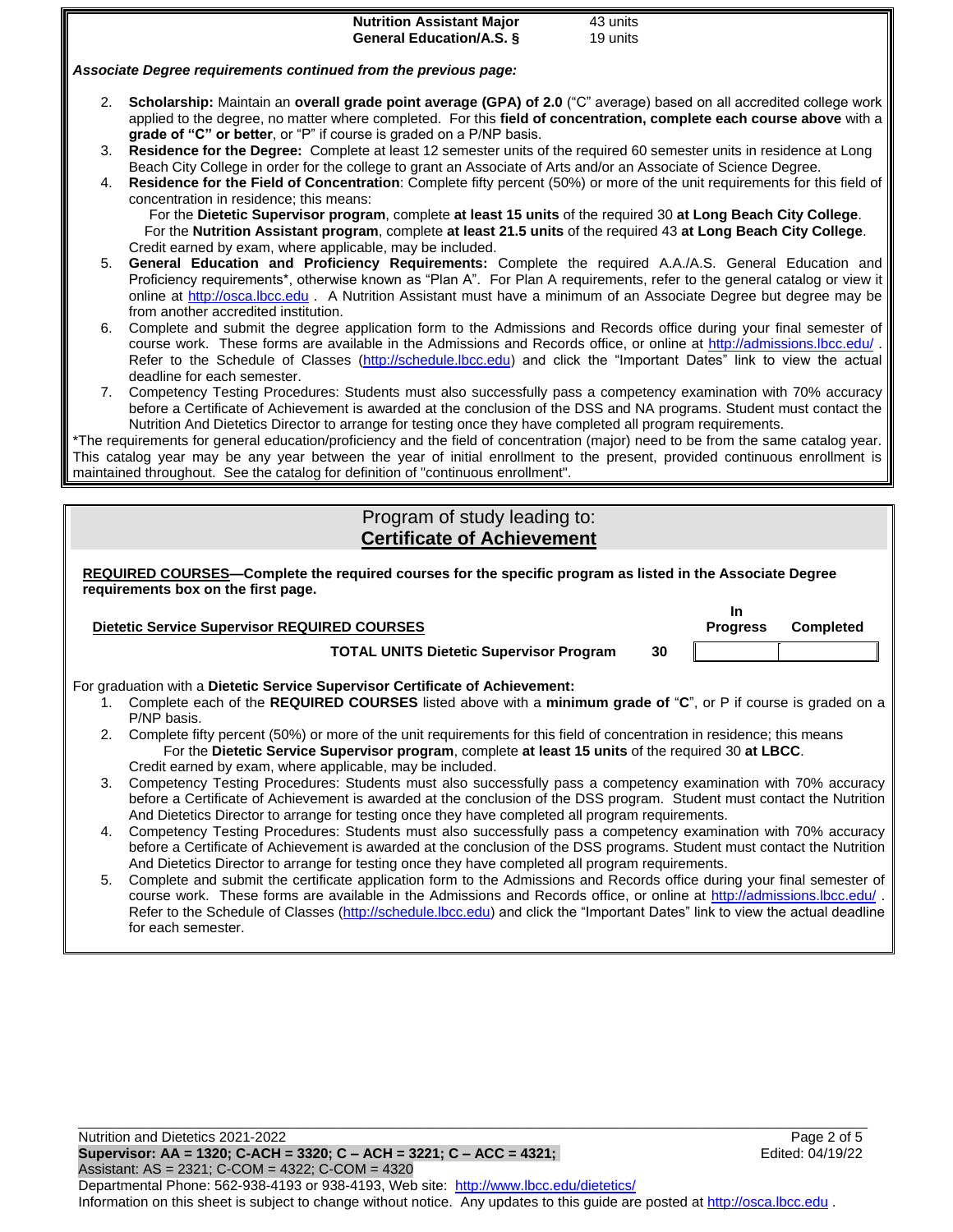| | |
|---|---|
| **Nutrition Assistant Major** | 43 units |
| **General Education/A.S. §** | 19 units |

***Associate Degree requirements continued from the previous page:***

2. **Scholarship:** Maintain an **overall grade point average (GPA) of 2.0** ("C" average) based on all accredited college work applied to the degree, no matter where completed. For this **field of concentration, complete each course above** with a **grade of "C" or better**, or "P" if course is graded on a P/NP basis.
3. **Residence for the Degree:** Complete at least 12 semester units of the required 60 semester units in residence at Long Beach City College in order for the college to grant an Associate of Arts and/or an Associate of Science Degree.
4. **Residence for the Field of Concentration**: Complete fifty percent (50%) or more of the unit requirements for this field of concentration in residence; this means:
   For the **Dietetic Supervisor program**, complete **at least 15 units** of the required 30 **at Long Beach City College**.
   For the **Nutrition Assistant program**, complete **at least 21.5 units** of the required 43 **at Long Beach City College**.
   Credit earned by exam, where applicable, may be included.
5. **General Education and Proficiency Requirements:** Complete the required A.A./A.S. General Education and Proficiency requirements*, otherwise known as "Plan A". For Plan A requirements, refer to the general catalog or view it online at http://osca.lbcc.edu . A Nutrition Assistant must have a minimum of an Associate Degree but degree may be from another accredited institution.
6. Complete and submit the degree application form to the Admissions and Records office during your final semester of course work. These forms are available in the Admissions and Records office, or online at http://admissions.lbcc.edu/ . Refer to the Schedule of Classes (http://schedule.lbcc.edu) and click the "Important Dates" link to view the actual deadline for each semester.
7. Competency Testing Procedures: Students must also successfully pass a competency examination with 70% accuracy before a Certificate of Achievement is awarded at the conclusion of the DSS and NA programs. Student must contact the Nutrition And Dietetics Director to arrange for testing once they have completed all program requirements.

*The requirements for general education/proficiency and the field of concentration (major) need to be from the same catalog year. This catalog year may be any year between the year of initial enrollment to the present, provided continuous enrollment is maintained throughout. See the catalog for definition of "continuous enrollment".

## Program of study leading to: Certificate of Achievement

**REQUIRED COURSES—Complete the required courses for the specific program as listed in the Associate Degree requirements box on the first page.**

| **Dietetic Service Supervisor REQUIRED COURSES** | | **In Progress** | **Completed** |
|---|---|---|---|
| **TOTAL UNITS Dietetic Supervisor Program** | **30** | | |

For graduation with a **Dietetic Service Supervisor Certificate of Achievement:**

1. Complete each of the **REQUIRED COURSES** listed above with a **minimum grade of** "**C**", or P if course is graded on a P/NP basis.
2. Complete fifty percent (50%) or more of the unit requirements for this field of concentration in residence; this means
   For the **Dietetic Service Supervisor program**, complete **at least 15 units** of the required 30 **at LBCC**.
   Credit earned by exam, where applicable, may be included.
3. Competency Testing Procedures: Students must also successfully pass a competency examination with 70% accuracy before a Certificate of Achievement is awarded at the conclusion of the DSS program. Student must contact the Nutrition And Dietetics Director to arrange for testing once they have completed all program requirements.
4. Competency Testing Procedures: Students must also successfully pass a competency examination with 70% accuracy before a Certificate of Achievement is awarded at the conclusion of the DSS programs. Student must contact the Nutrition And Dietetics Director to arrange for testing once they have completed all program requirements.
5. Complete and submit the certificate application form to the Admissions and Records office during your final semester of course work. These forms are available in the Admissions and Records office, or online at http://admissions.lbcc.edu/ . Refer to the Schedule of Classes (http://schedule.lbcc.edu) and click the "Important Dates" link to view the actual deadline for each semester.

Nutrition and Dietetics 2021-2022
**Supervisor: AA = 1320; C-ACH = 3320; C – ACH = 3221; C – ACC = 4321;**
Assistant: AS = 2321; C-COM = 4322; C-COM = 4320
Departmental Phone: 562-938-4193 or 938-4193, Web site: http://www.lbcc.edu/dietetics/
Information on this sheet is subject to change without notice. Any updates to this guide are posted at http://osca.lbcc.edu .
Edited: 04/19/22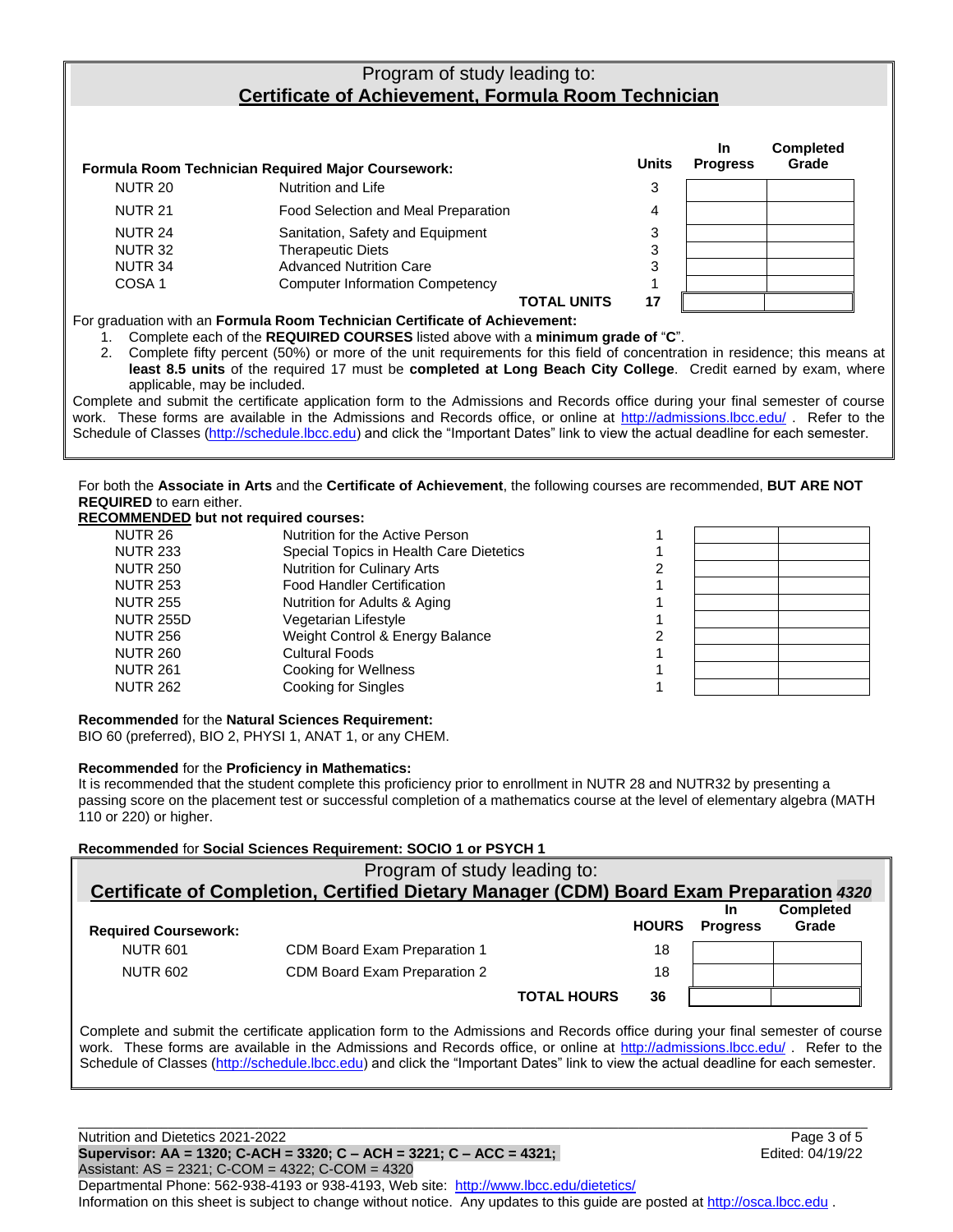## Program of study leading to:
## Certificate of Achievement, Formula Room Technician

| Formula Room Technician Required Major Coursework: | | Units | In Progress | Completed Grade |
|---|---|---|---|---|
| NUTR 20 | Nutrition and Life | 3 | | |
| NUTR 21 | Food Selection and Meal Preparation | 4 | | |
| NUTR 24 | Sanitation, Safety and Equipment | 3 | | |
| NUTR 32 | Therapeutic Diets | 3 | | |
| NUTR 34 | Advanced Nutrition Care | 3 | | |
| COSA 1 | Computer Information Competency | 1 | | |
| | **TOTAL UNITS** | **17** | | |

For graduation with an **Formula Room Technician Certificate of Achievement:**

1. Complete each of the **REQUIRED COURSES** listed above with a **minimum grade of** "**C**".
2. Complete fifty percent (50%) or more of the unit requirements for this field of concentration in residence; this means at **least 8.5 units** of the required 17 must be **completed at Long Beach City College**. Credit earned by exam, where applicable, may be included.

Complete and submit the certificate application form to the Admissions and Records office during your final semester of course work. These forms are available in the Admissions and Records office, or online at http://admissions.lbcc.edu/ . Refer to the Schedule of Classes (http://schedule.lbcc.edu) and click the "Important Dates" link to view the actual deadline for each semester.

For both the **Associate in Arts** and the **Certificate of Achievement**, the following courses are recommended, **BUT ARE NOT REQUIRED** to earn either.

**RECOMMENDED but not required courses:**

| Course | Title | Units | | |
|---|---|---|---|---|
| NUTR 26 | Nutrition for the Active Person | 1 | | |
| NUTR 233 | Special Topics in Health Care Dietetics | 1 | | |
| NUTR 250 | Nutrition for Culinary Arts | 2 | | |
| NUTR 253 | Food Handler Certification | 1 | | |
| NUTR 255 | Nutrition for Adults & Aging | 1 | | |
| NUTR 255D | Vegetarian Lifestyle | 1 | | |
| NUTR 256 | Weight Control & Energy Balance | 2 | | |
| NUTR 260 | Cultural Foods | 1 | | |
| NUTR 261 | Cooking for Wellness | 1 | | |
| NUTR 262 | Cooking for Singles | 1 | | |

**Recommended** for the **Natural Sciences Requirement:**
BIO 60 (preferred), BIO 2, PHYSI 1, ANAT 1, or any CHEM.

**Recommended** for the **Proficiency in Mathematics:**
It is recommended that the student complete this proficiency prior to enrollment in NUTR 28 and NUTR32 by presenting a passing score on the placement test or successful completion of a mathematics course at the level of elementary algebra (MATH 110 or 220) or higher.

**Recommended** for **Social Sciences Requirement: SOCIO 1 or PSYCH 1**

## Program of study leading to:
## Certificate of Completion, Certified Dietary Manager (CDM) Board Exam Preparation *4320*

| Required Coursework: | | HOURS | In Progress | Completed Grade |
|---|---|---|---|---|
| NUTR 601 | CDM Board Exam Preparation 1 | 18 | | |
| NUTR 602 | CDM Board Exam Preparation 2 | 18 | | |
| | **TOTAL HOURS** | **36** | | |

Complete and submit the certificate application form to the Admissions and Records office during your final semester of course work. These forms are available in the Admissions and Records office, or online at http://admissions.lbcc.edu/ . Refer to the Schedule of Classes (http://schedule.lbcc.edu) and click the "Important Dates" link to view the actual deadline for each semester.

Nutrition and Dietetics 2021-2022
Edited: 04/19/22
**Supervisor: AA = 1320; C-ACH = 3320; C – ACH = 3221; C – ACC = 4321;**
Assistant: AS = 2321; C-COM = 4322; C-COM = 4320
Departmental Phone: 562-938-4193 or 938-4193, Web site: http://www.lbcc.edu/dietetics/
Information on this sheet is subject to change without notice. Any updates to this guide are posted at http://osca.lbcc.edu .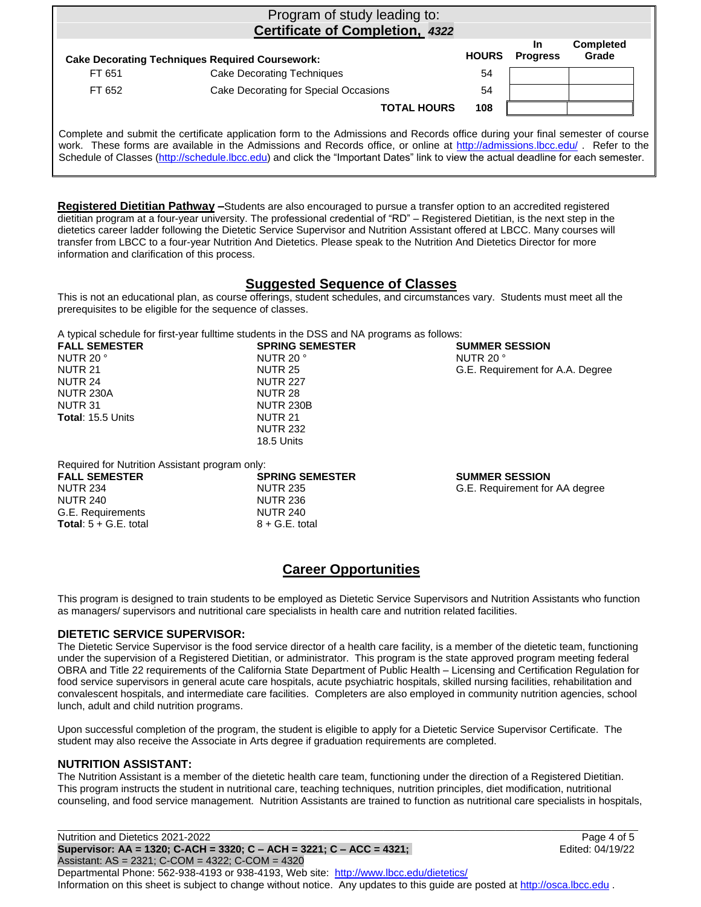## Program of study leading to: **Certificate of Completion, *4322***

| Cake Decorating Techniques Required Coursework: | | HOURS | In Progress | Completed Grade |
|---|---|---|---|---|
| FT 651 | Cake Decorating Techniques | 54 | | |
| FT 652 | Cake Decorating for Special Occasions | 54 | | |
| | **TOTAL HOURS** | **108** | | |

Complete and submit the certificate application form to the Admissions and Records office during your final semester of course work. These forms are available in the Admissions and Records office, or online at http://admissions.lbcc.edu/ . Refer to the Schedule of Classes (http://schedule.lbcc.edu) and click the "Important Dates" link to view the actual deadline for each semester.

**Registered Dietitian Pathway –**Students are also encouraged to pursue a transfer option to an accredited registered dietitian program at a four-year university. The professional credential of "RD" – Registered Dietitian, is the next step in the dietetics career ladder following the Dietetic Service Supervisor and Nutrition Assistant offered at LBCC. Many courses will transfer from LBCC to a four-year Nutrition And Dietetics. Please speak to the Nutrition And Dietetics Director for more information and clarification of this process.

## Suggested Sequence of Classes

This is not an educational plan, as course offerings, student schedules, and circumstances vary. Students must meet all the prerequisites to be eligible for the sequence of classes.

A typical schedule for first-year fulltime students in the DSS and NA programs as follows:

| FALL SEMESTER | SPRING SEMESTER | SUMMER SESSION |
|---|---|---|
| NUTR 20 ° | NUTR 20 ° | NUTR 20 ° |
| NUTR 21 | NUTR 25 | G.E. Requirement for A.A. Degree |
| NUTR 24 | NUTR 227 | |
| NUTR 230A | NUTR 28 | |
| NUTR 31 | NUTR 230B | |
| **Total**: 15.5 Units | NUTR 21 | |
| | NUTR 232 | |
| | 18.5 Units | |

Required for Nutrition Assistant program only:

| FALL SEMESTER | SPRING SEMESTER | SUMMER SESSION |
|---|---|---|
| NUTR 234 | NUTR 235 | G.E. Requirement for AA degree |
| NUTR 240 | NUTR 236 | |
| G.E. Requirements | NUTR 240 | |
| **Total**: 5 + G.E. total | 8 + G.E. total | |

## Career Opportunities

This program is designed to train students to be employed as Dietetic Service Supervisors and Nutrition Assistants who function as managers/ supervisors and nutritional care specialists in health care and nutrition related facilities.

### DIETETIC SERVICE SUPERVISOR:

The Dietetic Service Supervisor is the food service director of a health care facility, is a member of the dietetic team, functioning under the supervision of a Registered Dietitian, or administrator. This program is the state approved program meeting federal OBRA and Title 22 requirements of the California State Department of Public Health – Licensing and Certification Regulation for food service supervisors in general acute care hospitals, acute psychiatric hospitals, skilled nursing facilities, rehabilitation and convalescent hospitals, and intermediate care facilities. Completers are also employed in community nutrition agencies, school lunch, adult and child nutrition programs.

Upon successful completion of the program, the student is eligible to apply for a Dietetic Service Supervisor Certificate. The student may also receive the Associate in Arts degree if graduation requirements are completed.

### NUTRITION ASSISTANT:

The Nutrition Assistant is a member of the dietetic health care team, functioning under the direction of a Registered Dietitian. This program instructs the student in nutritional care, teaching techniques, nutrition principles, diet modification, nutritional counseling, and food service management. Nutrition Assistants are trained to function as nutritional care specialists in hospitals,

Nutrition and Dietetics 2021-2022
**Supervisor: AA = 1320; C-ACH = 3320; C – ACH = 3221; C – ACC = 4321;**
Assistant: AS = 2321; C-COM = 4322; C-COM = 4320
Edited: 04/19/22
Departmental Phone: 562-938-4193 or 938-4193, Web site: http://www.lbcc.edu/dietetics/
Information on this sheet is subject to change without notice. Any updates to this guide are posted at http://osca.lbcc.edu .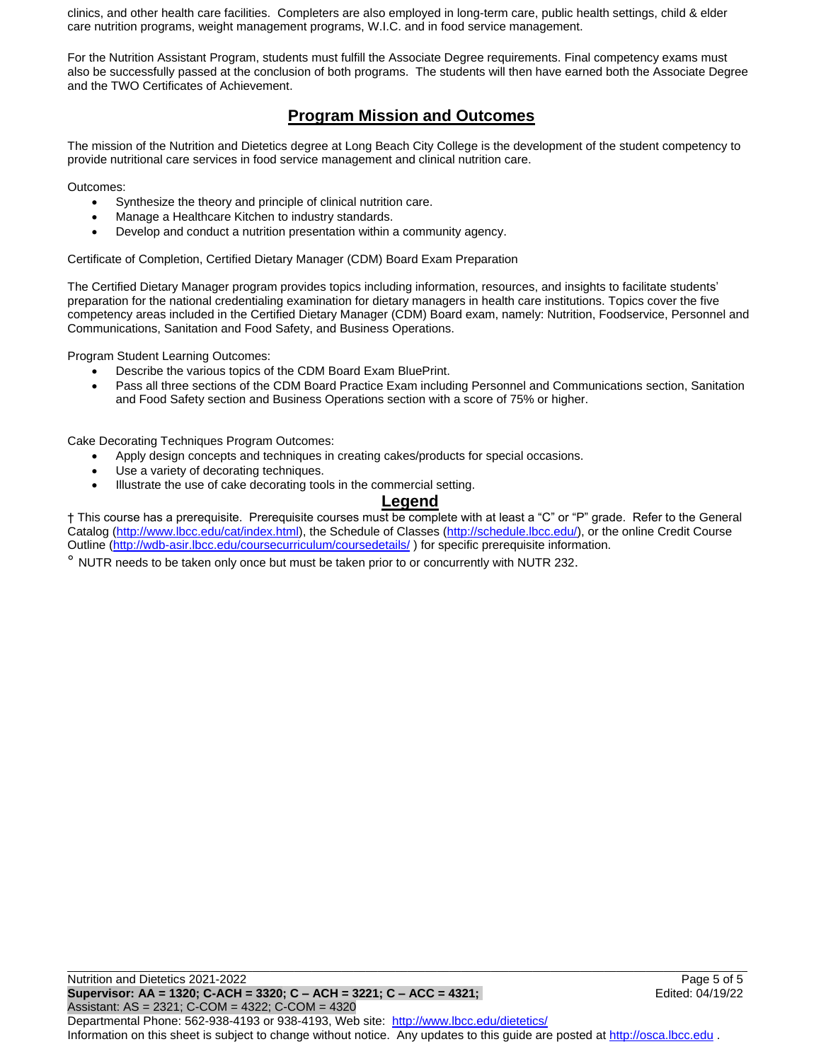clinics, and other health care facilities. Completers are also employed in long-term care, public health settings, child & elder care nutrition programs, weight management programs, W.I.C. and in food service management.

For the Nutrition Assistant Program, students must fulfill the Associate Degree requirements. Final competency exams must also be successfully passed at the conclusion of both programs. The students will then have earned both the Associate Degree and the TWO Certificates of Achievement.

## Program Mission and Outcomes

The mission of the Nutrition and Dietetics degree at Long Beach City College is the development of the student competency to provide nutritional care services in food service management and clinical nutrition care.

Outcomes:

- Synthesize the theory and principle of clinical nutrition care.
- Manage a Healthcare Kitchen to industry standards.
- Develop and conduct a nutrition presentation within a community agency.

Certificate of Completion, Certified Dietary Manager (CDM) Board Exam Preparation

The Certified Dietary Manager program provides topics including information, resources, and insights to facilitate students' preparation for the national credentialing examination for dietary managers in health care institutions. Topics cover the five competency areas included in the Certified Dietary Manager (CDM) Board exam, namely: Nutrition, Foodservice, Personnel and Communications, Sanitation and Food Safety, and Business Operations.

Program Student Learning Outcomes:

- Describe the various topics of the CDM Board Exam BluePrint.
- Pass all three sections of the CDM Board Practice Exam including Personnel and Communications section, Sanitation and Food Safety section and Business Operations section with a score of 75% or higher.

Cake Decorating Techniques Program Outcomes:

- Apply design concepts and techniques in creating cakes/products for special occasions.
- Use a variety of decorating techniques.
- Illustrate the use of cake decorating tools in the commercial setting.

## Legend

† This course has a prerequisite. Prerequisite courses must be complete with at least a "C" or "P" grade. Refer to the General Catalog (http://www.lbcc.edu/cat/index.html), the Schedule of Classes (http://schedule.lbcc.edu/), or the online Credit Course Outline (http://wdb-asir.lbcc.edu/coursecurriculum/coursedetails/ ) for specific prerequisite information.

° NUTR needs to be taken only once but must be taken prior to or concurrently with NUTR 232.

Nutrition and Dietetics 2021-2022

**Supervisor: AA = 1320; C-ACH = 3320; C – ACH = 3221; C – ACC = 4321;**

Assistant: AS = 2321; C-COM = 4322; C-COM = 4320

Edited: 04/19/22

Departmental Phone: 562-938-4193 or 938-4193, Web site: http://www.lbcc.edu/dietetics/

Information on this sheet is subject to change without notice. Any updates to this guide are posted at http://osca.lbcc.edu .